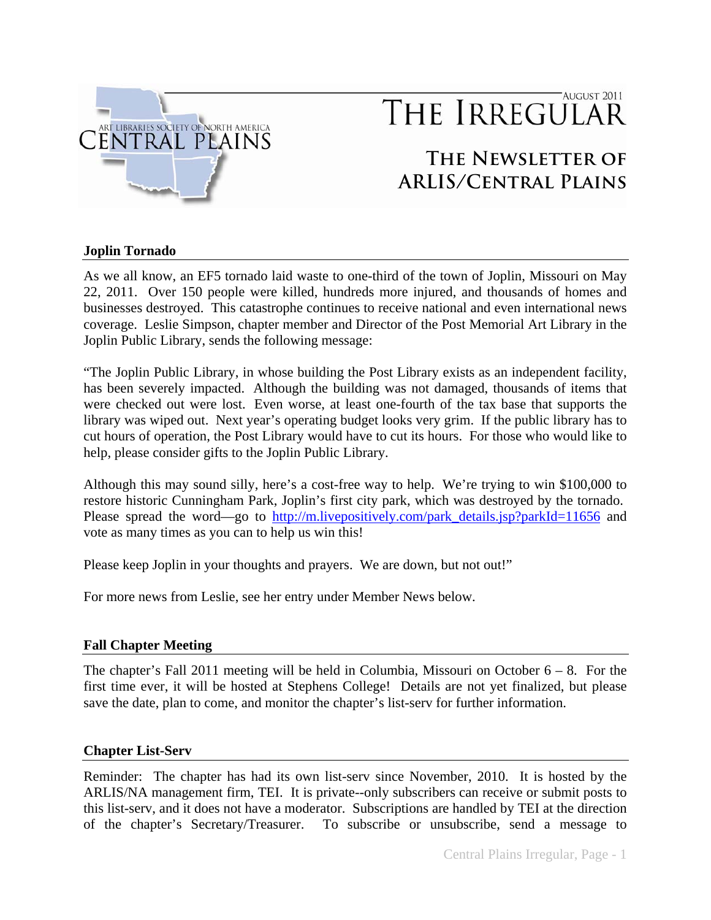# THE IRREGULAR

AUGUST 2011

ART LIBRARIES SOCIETY OF NORTH AMERICA
CENTRAL PLAINS

## THE NEWSLETTER OF ARLIS/CENTRAL PLAINS

### Joplin Tornado

As we all know, an EF5 tornado laid waste to one-third of the town of Joplin, Missouri on May 22, 2011. Over 150 people were killed, hundreds more injured, and thousands of homes and businesses destroyed. This catastrophe continues to receive national and even international news coverage. Leslie Simpson, chapter member and Director of the Post Memorial Art Library in the Joplin Public Library, sends the following message:

"The Joplin Public Library, in whose building the Post Library exists as an independent facility, has been severely impacted. Although the building was not damaged, thousands of items that were checked out were lost. Even worse, at least one-fourth of the tax base that supports the library was wiped out. Next year's operating budget looks very grim. If the public library has to cut hours of operation, the Post Library would have to cut its hours. For those who would like to help, please consider gifts to the Joplin Public Library.

Although this may sound silly, here's a cost-free way to help. We're trying to win $100,000 to restore historic Cunningham Park, Joplin's first city park, which was destroyed by the tornado. Please spread the word—go to http://m.livepositively.com/park_details.jsp?parkId=11656 and vote as many times as you can to help us win this!

Please keep Joplin in your thoughts and prayers. We are down, but not out!"

For more news from Leslie, see her entry under Member News below.

### Fall Chapter Meeting

The chapter's Fall 2011 meeting will be held in Columbia, Missouri on October 6 – 8. For the first time ever, it will be hosted at Stephens College! Details are not yet finalized, but please save the date, plan to come, and monitor the chapter's list-serv for further information.

### Chapter List-Serv

Reminder: The chapter has had its own list-serv since November, 2010. It is hosted by the ARLIS/NA management firm, TEI. It is private--only subscribers can receive or submit posts to this list-serv, and it does not have a moderator. Subscriptions are handled by TEI at the direction of the chapter's Secretary/Treasurer. To subscribe or unsubscribe, send a message to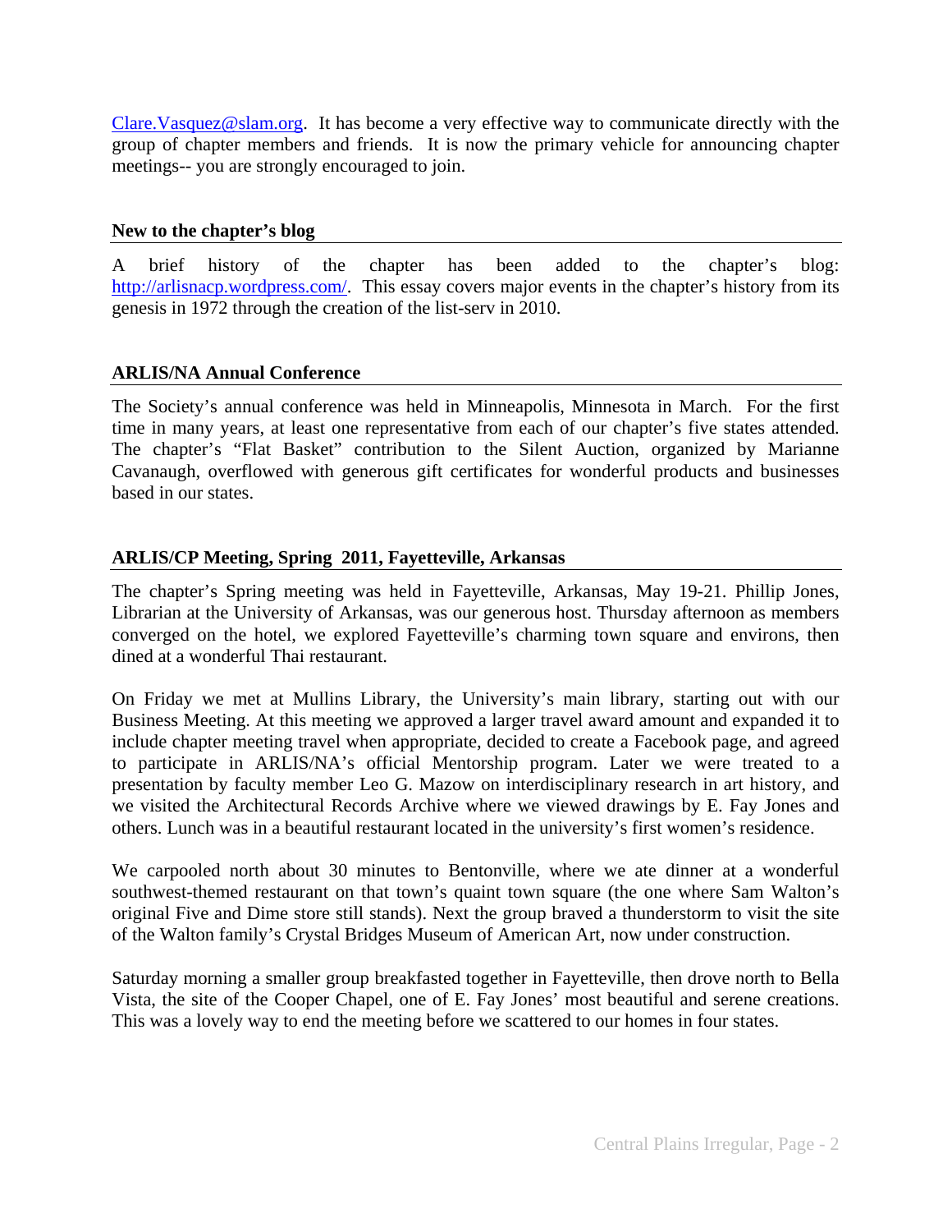Clare.Vasquez@slam.org. It has become a very effective way to communicate directly with the group of chapter members and friends. It is now the primary vehicle for announcing chapter meetings-- you are strongly encouraged to join.

### New to the chapter's blog

A brief history of the chapter has been added to the chapter's blog: http://arlisnacp.wordpress.com/. This essay covers major events in the chapter's history from its genesis in 1972 through the creation of the list-serv in 2010.

### ARLIS/NA Annual Conference

The Society's annual conference was held in Minneapolis, Minnesota in March. For the first time in many years, at least one representative from each of our chapter's five states attended. The chapter's "Flat Basket" contribution to the Silent Auction, organized by Marianne Cavanaugh, overflowed with generous gift certificates for wonderful products and businesses based in our states.

### ARLIS/CP Meeting, Spring 2011, Fayetteville, Arkansas

The chapter's Spring meeting was held in Fayetteville, Arkansas, May 19-21. Phillip Jones, Librarian at the University of Arkansas, was our generous host. Thursday afternoon as members converged on the hotel, we explored Fayetteville's charming town square and environs, then dined at a wonderful Thai restaurant.

On Friday we met at Mullins Library, the University's main library, starting out with our Business Meeting. At this meeting we approved a larger travel award amount and expanded it to include chapter meeting travel when appropriate, decided to create a Facebook page, and agreed to participate in ARLIS/NA's official Mentorship program. Later we were treated to a presentation by faculty member Leo G. Mazow on interdisciplinary research in art history, and we visited the Architectural Records Archive where we viewed drawings by E. Fay Jones and others. Lunch was in a beautiful restaurant located in the university's first women's residence.

We carpooled north about 30 minutes to Bentonville, where we ate dinner at a wonderful southwest-themed restaurant on that town's quaint town square (the one where Sam Walton's original Five and Dime store still stands). Next the group braved a thunderstorm to visit the site of the Walton family's Crystal Bridges Museum of American Art, now under construction.

Saturday morning a smaller group breakfasted together in Fayetteville, then drove north to Bella Vista, the site of the Cooper Chapel, one of E. Fay Jones' most beautiful and serene creations. This was a lovely way to end the meeting before we scattered to our homes in four states.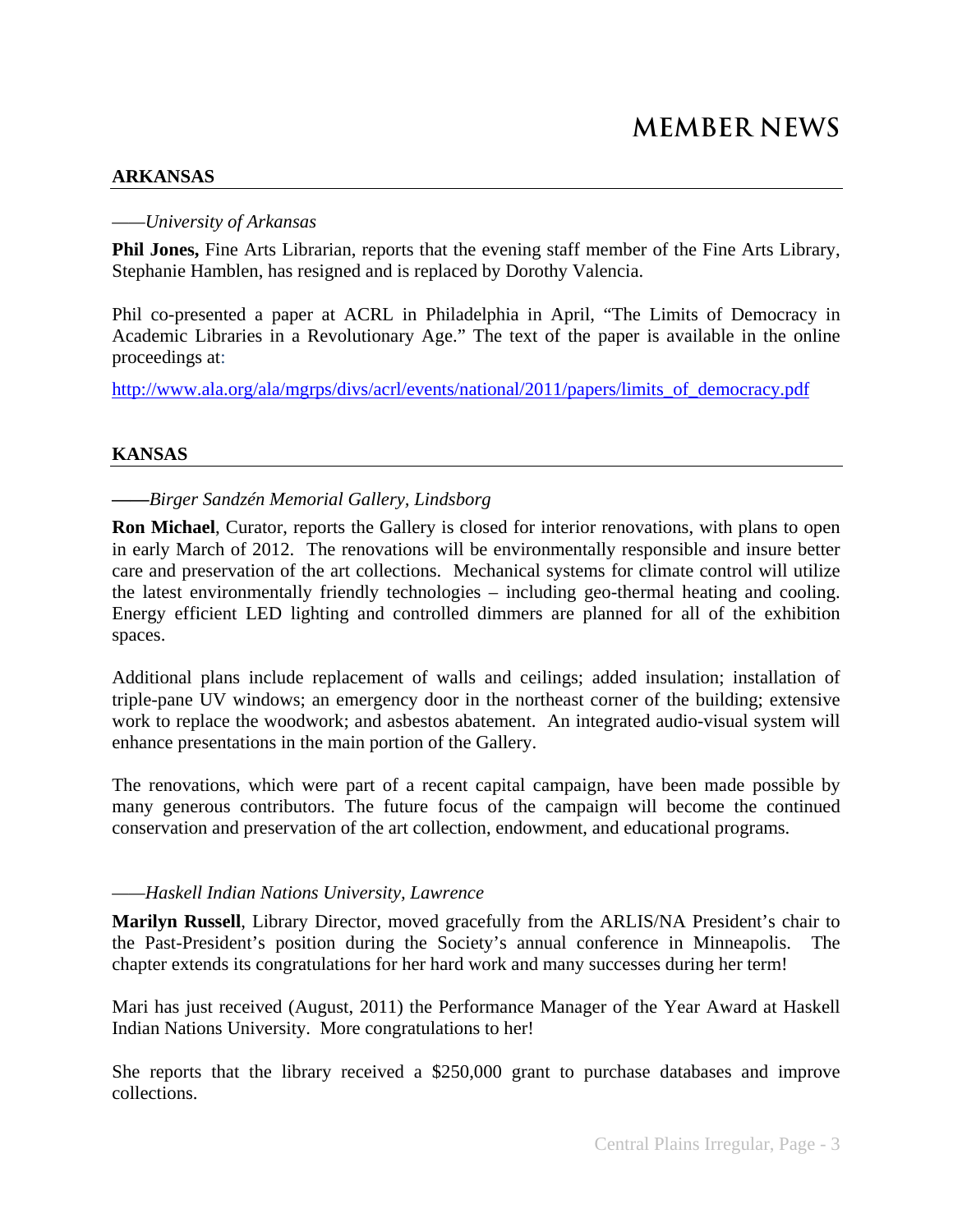# MEMBER NEWS

## ARKANSAS

——*University of Arkansas*

**Phil Jones,** Fine Arts Librarian, reports that the evening staff member of the Fine Arts Library, Stephanie Hamblen, has resigned and is replaced by Dorothy Valencia.

Phil co-presented a paper at ACRL in Philadelphia in April, "The Limits of Democracy in Academic Libraries in a Revolutionary Age." The text of the paper is available in the online proceedings at:

http://www.ala.org/ala/mgrps/divs/acrl/events/national/2011/papers/limits_of_democracy.pdf

## KANSAS

——*Birger Sandzén Memorial Gallery, Lindsborg*

**Ron Michael**, Curator, reports the Gallery is closed for interior renovations, with plans to open in early March of 2012. The renovations will be environmentally responsible and insure better care and preservation of the art collections. Mechanical systems for climate control will utilize the latest environmentally friendly technologies – including geo-thermal heating and cooling. Energy efficient LED lighting and controlled dimmers are planned for all of the exhibition spaces.

Additional plans include replacement of walls and ceilings; added insulation; installation of triple-pane UV windows; an emergency door in the northeast corner of the building; extensive work to replace the woodwork; and asbestos abatement. An integrated audio-visual system will enhance presentations in the main portion of the Gallery.

The renovations, which were part of a recent capital campaign, have been made possible by many generous contributors. The future focus of the campaign will become the continued conservation and preservation of the art collection, endowment, and educational programs.

——*Haskell Indian Nations University, Lawrence*

**Marilyn Russell**, Library Director, moved gracefully from the ARLIS/NA President's chair to the Past-President's position during the Society's annual conference in Minneapolis. The chapter extends its congratulations for her hard work and many successes during her term!

Mari has just received (August, 2011) the Performance Manager of the Year Award at Haskell Indian Nations University. More congratulations to her!

She reports that the library received a $250,000 grant to purchase databases and improve collections.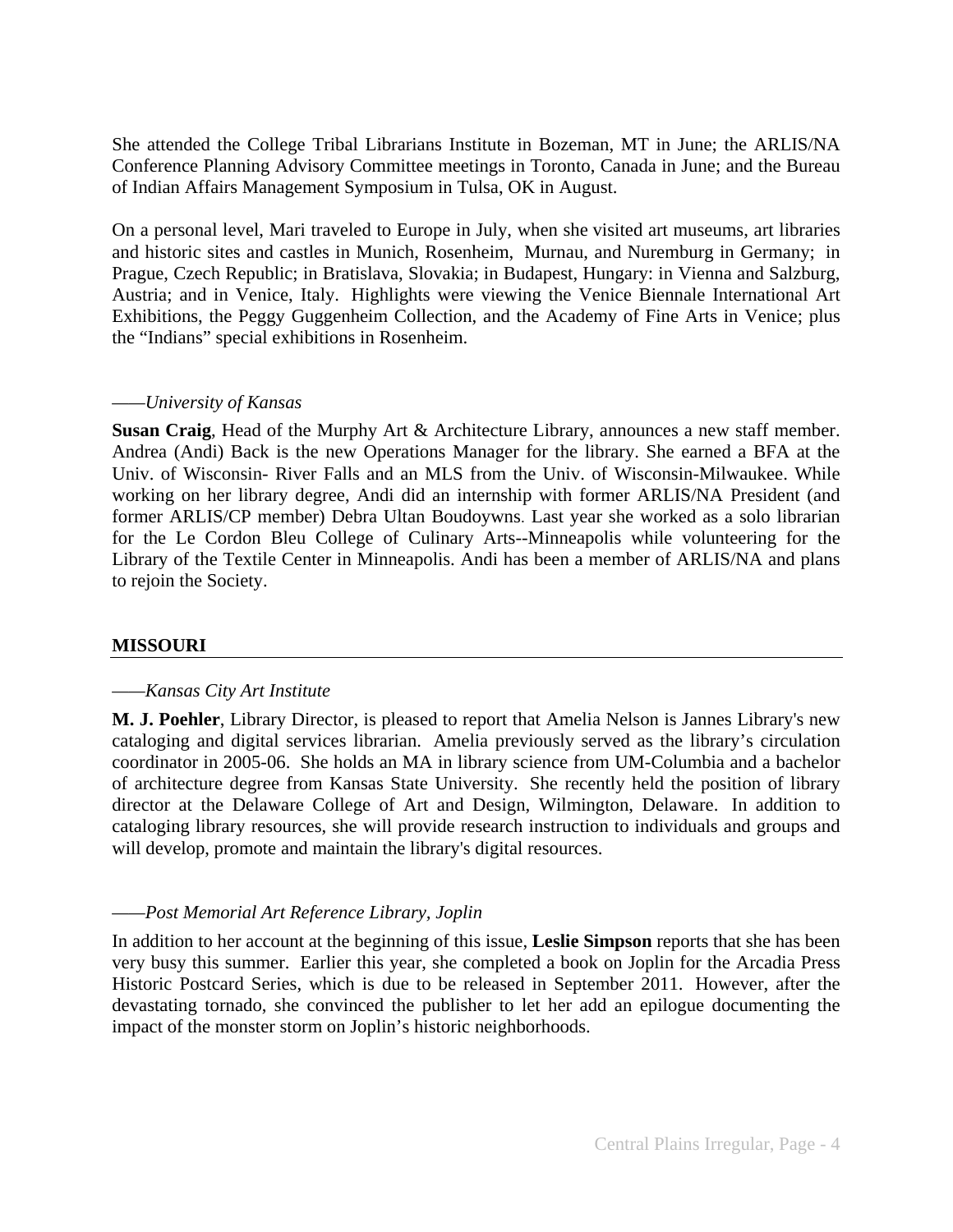She attended the College Tribal Librarians Institute in Bozeman, MT in June; the ARLIS/NA Conference Planning Advisory Committee meetings in Toronto, Canada in June; and the Bureau of Indian Affairs Management Symposium in Tulsa, OK in August.

On a personal level, Mari traveled to Europe in July, when she visited art museums, art libraries and historic sites and castles in Munich, Rosenheim, Murnau, and Nuremburg in Germany; in Prague, Czech Republic; in Bratislava, Slovakia; in Budapest, Hungary: in Vienna and Salzburg, Austria; and in Venice, Italy. Highlights were viewing the Venice Biennale International Art Exhibitions, the Peggy Guggenheim Collection, and the Academy of Fine Arts in Venice; plus the "Indians" special exhibitions in Rosenheim.

——*University of Kansas*

**Susan Craig**, Head of the Murphy Art & Architecture Library, announces a new staff member. Andrea (Andi) Back is the new Operations Manager for the library. She earned a BFA at the Univ. of Wisconsin- River Falls and an MLS from the Univ. of Wisconsin-Milwaukee. While working on her library degree, Andi did an internship with former ARLIS/NA President (and former ARLIS/CP member) Debra Ultan Boudoywns. Last year she worked as a solo librarian for the Le Cordon Bleu College of Culinary Arts--Minneapolis while volunteering for the Library of the Textile Center in Minneapolis. Andi has been a member of ARLIS/NA and plans to rejoin the Society.

## MISSOURI

——*Kansas City Art Institute*

**M. J. Poehler**, Library Director, is pleased to report that Amelia Nelson is Jannes Library's new cataloging and digital services librarian. Amelia previously served as the library's circulation coordinator in 2005-06. She holds an MA in library science from UM-Columbia and a bachelor of architecture degree from Kansas State University. She recently held the position of library director at the Delaware College of Art and Design, Wilmington, Delaware. In addition to cataloging library resources, she will provide research instruction to individuals and groups and will develop, promote and maintain the library's digital resources.

——*Post Memorial Art Reference Library, Joplin*

In addition to her account at the beginning of this issue, **Leslie Simpson** reports that she has been very busy this summer. Earlier this year, she completed a book on Joplin for the Arcadia Press Historic Postcard Series, which is due to be released in September 2011. However, after the devastating tornado, she convinced the publisher to let her add an epilogue documenting the impact of the monster storm on Joplin's historic neighborhoods.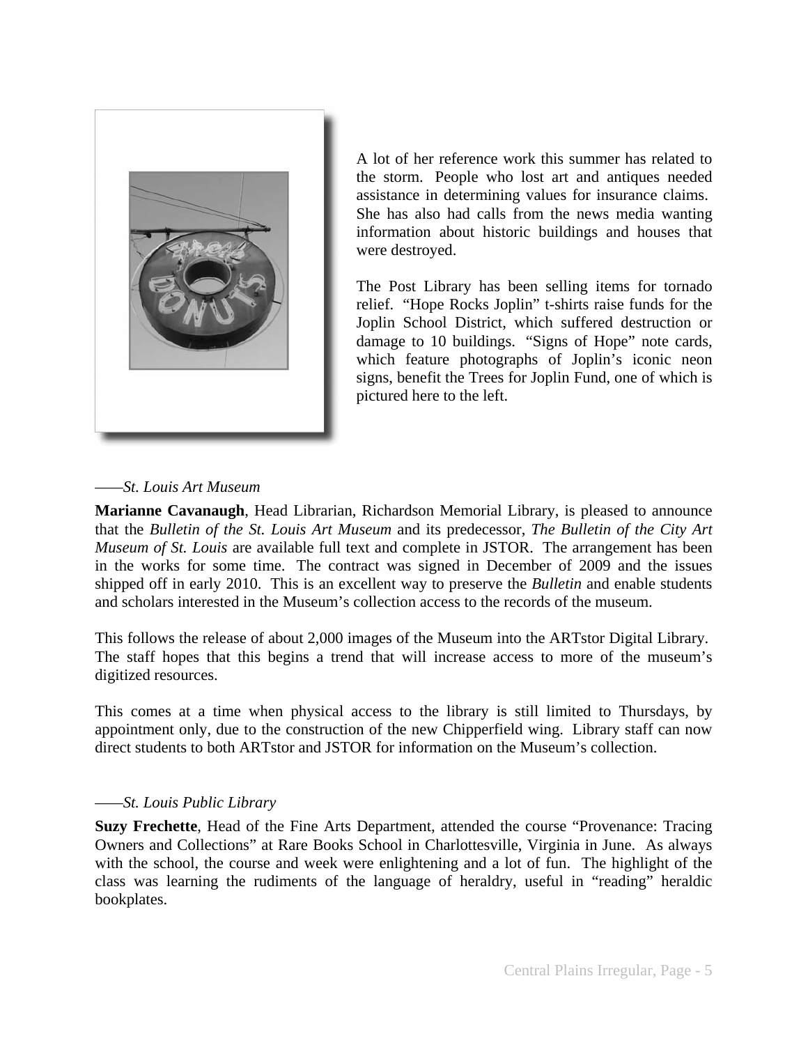A lot of her reference work this summer has related to the storm. People who lost art and antiques needed assistance in determining values for insurance claims. She has also had calls from the news media wanting information about historic buildings and houses that were destroyed.

The Post Library has been selling items for tornado relief. "Hope Rocks Joplin" t-shirts raise funds for the Joplin School District, which suffered destruction or damage to 10 buildings. "Signs of Hope" note cards, which feature photographs of Joplin's iconic neon signs, benefit the Trees for Joplin Fund, one of which is pictured here to the left.

——*St. Louis Art Museum*

**Marianne Cavanaugh**, Head Librarian, Richardson Memorial Library, is pleased to announce that the *Bulletin of the St. Louis Art Museum* and its predecessor, *The Bulletin of the City Art Museum of St. Louis* are available full text and complete in JSTOR. The arrangement has been in the works for some time. The contract was signed in December of 2009 and the issues shipped off in early 2010. This is an excellent way to preserve the *Bulletin* and enable students and scholars interested in the Museum's collection access to the records of the museum.

This follows the release of about 2,000 images of the Museum into the ARTstor Digital Library. The staff hopes that this begins a trend that will increase access to more of the museum's digitized resources.

This comes at a time when physical access to the library is still limited to Thursdays, by appointment only, due to the construction of the new Chipperfield wing. Library staff can now direct students to both ARTstor and JSTOR for information on the Museum's collection.

——*St. Louis Public Library*

**Suzy Frechette**, Head of the Fine Arts Department, attended the course "Provenance: Tracing Owners and Collections" at Rare Books School in Charlottesville, Virginia in June. As always with the school, the course and week were enlightening and a lot of fun. The highlight of the class was learning the rudiments of the language of heraldry, useful in "reading" heraldic bookplates.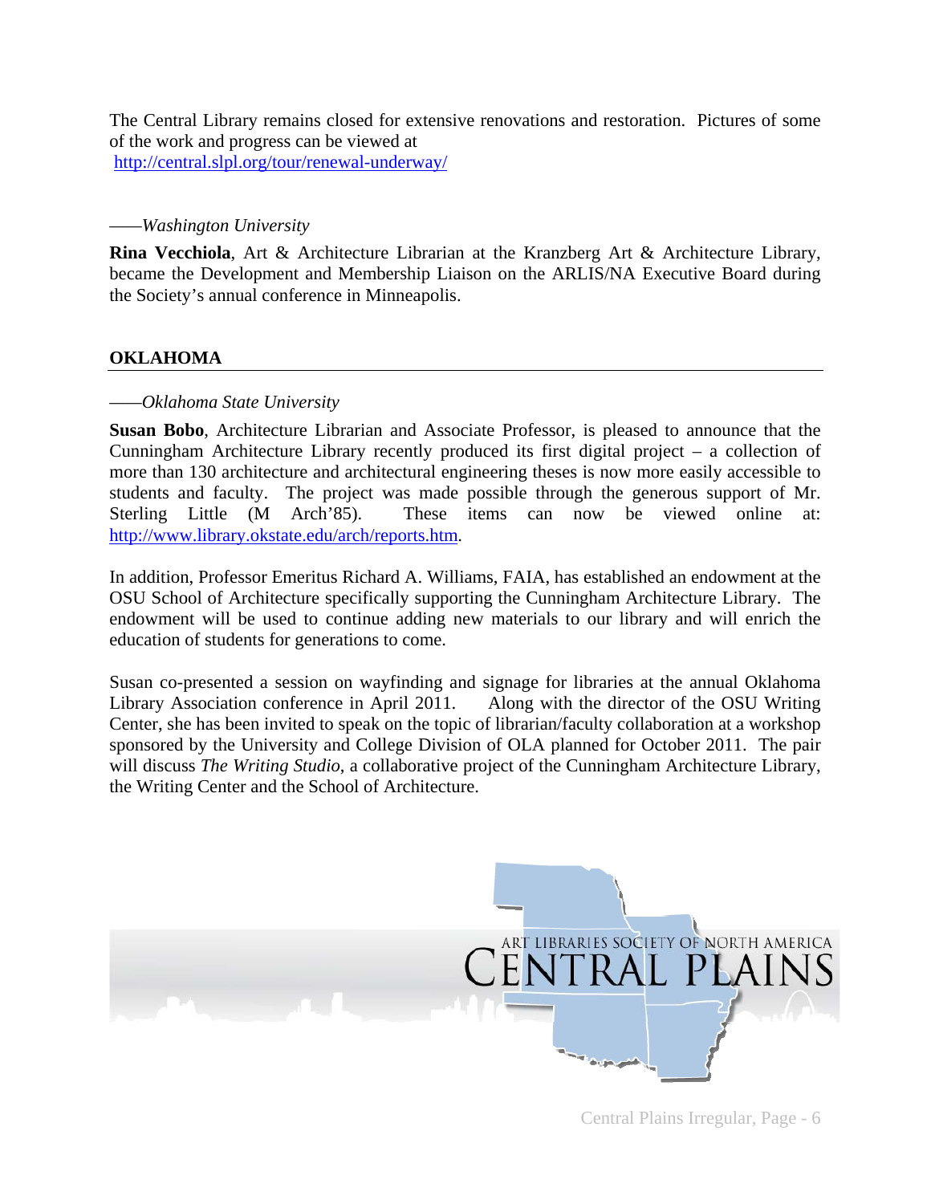The Central Library remains closed for extensive renovations and restoration. Pictures of some of the work and progress can be viewed at http://central.slpl.org/tour/renewal-underway/

——*Washington University*

**Rina Vecchiola**, Art & Architecture Librarian at the Kranzberg Art & Architecture Library, became the Development and Membership Liaison on the ARLIS/NA Executive Board during the Society's annual conference in Minneapolis.

## OKLAHOMA

——*Oklahoma State University*

**Susan Bobo**, Architecture Librarian and Associate Professor, is pleased to announce that the Cunningham Architecture Library recently produced its first digital project – a collection of more than 130 architecture and architectural engineering theses is now more easily accessible to students and faculty. The project was made possible through the generous support of Mr. Sterling Little (M Arch'85). These items can now be viewed online at: http://www.library.okstate.edu/arch/reports.htm.

In addition, Professor Emeritus Richard A. Williams, FAIA, has established an endowment at the OSU School of Architecture specifically supporting the Cunningham Architecture Library. The endowment will be used to continue adding new materials to our library and will enrich the education of students for generations to come.

Susan co-presented a session on wayfinding and signage for libraries at the annual Oklahoma Library Association conference in April 2011. Along with the director of the OSU Writing Center, she has been invited to speak on the topic of librarian/faculty collaboration at a workshop sponsored by the University and College Division of OLA planned for October 2011. The pair will discuss *The Writing Studio*, a collaborative project of the Cunningham Architecture Library, the Writing Center and the School of Architecture.

ART LIBRARIES SOCIETY OF NORTH AMERICA
CENTRAL PLAINS